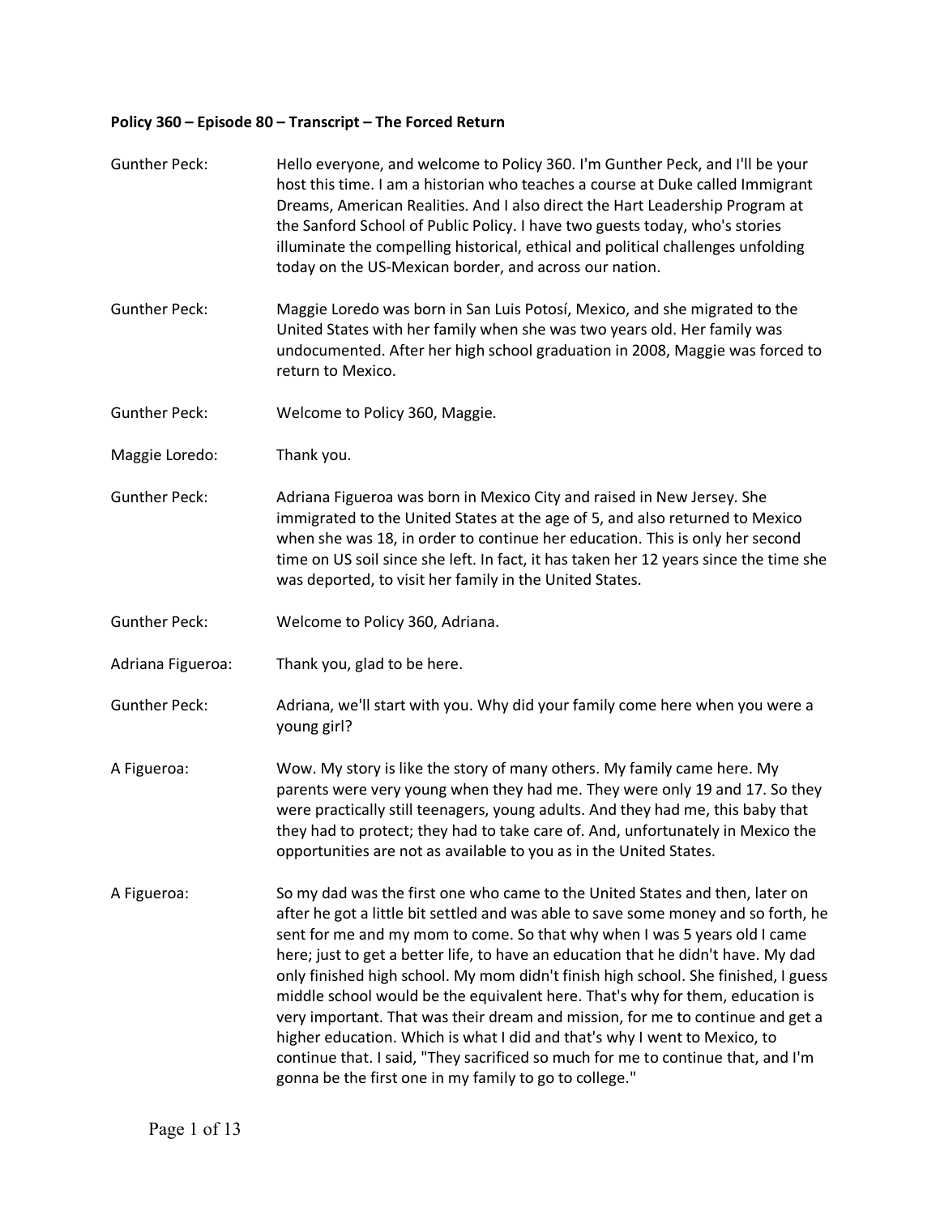**Policy 360 – Episode 80 – Transcript – The Forced Return**

Gunther Peck: Hello everyone, and welcome to Policy 360. I'm Gunther Peck, and I'll be your host this time. I am a historian who teaches a course at Duke called Immigrant Dreams, American Realities. And I also direct the Hart Leadership Program at the Sanford School of Public Policy. I have two guests today, who's stories illuminate the compelling historical, ethical and political challenges unfolding today on the US-Mexican border, and across our nation.

Gunther Peck: Maggie Loredo was born in San Luis Potosí, Mexico, and she migrated to the United States with her family when she was two years old. Her family was undocumented. After her high school graduation in 2008, Maggie was forced to return to Mexico.

Gunther Peck: Welcome to Policy 360, Maggie.

Maggie Loredo: Thank you.

Gunther Peck: Adriana Figueroa was born in Mexico City and raised in New Jersey. She immigrated to the United States at the age of 5, and also returned to Mexico when she was 18, in order to continue her education. This is only her second time on US soil since she left. In fact, it has taken her 12 years since the time she was deported, to visit her family in the United States.

Gunther Peck: Welcome to Policy 360, Adriana.

Adriana Figueroa: Thank you, glad to be here.

Gunther Peck: Adriana, we'll start with you. Why did your family come here when you were a young girl?

A Figueroa: Wow. My story is like the story of many others. My family came here. My parents were very young when they had me. They were only 19 and 17. So they were practically still teenagers, young adults. And they had me, this baby that they had to protect; they had to take care of. And, unfortunately in Mexico the opportunities are not as available to you as in the United States.

A Figueroa: So my dad was the first one who came to the United States and then, later on after he got a little bit settled and was able to save some money and so forth, he sent for me and my mom to come. So that why when I was 5 years old I came here; just to get a better life, to have an education that he didn't have. My dad only finished high school. My mom didn't finish high school. She finished, I guess middle school would be the equivalent here. That's why for them, education is very important. That was their dream and mission, for me to continue and get a higher education. Which is what I did and that's why I went to Mexico, to continue that. I said, "They sacrificed so much for me to continue that, and I'm gonna be the first one in my family to go to college."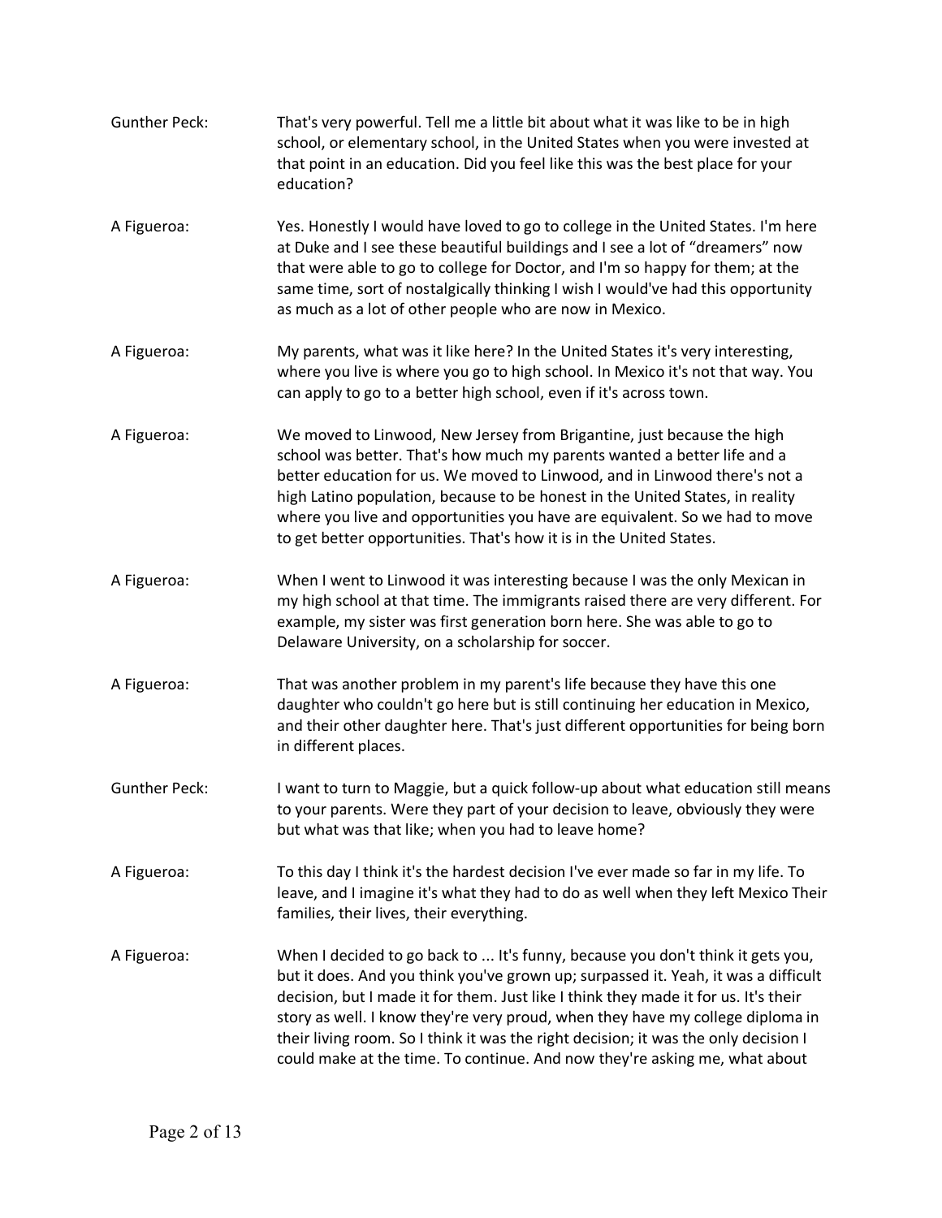Gunther Peck: That's very powerful. Tell me a little bit about what it was like to be in high school, or elementary school, in the United States when you were invested at that point in an education. Did you feel like this was the best place for your education?

A Figueroa: Yes. Honestly I would have loved to go to college in the United States. I'm here at Duke and I see these beautiful buildings and I see a lot of "dreamers" now that were able to go to college for Doctor, and I'm so happy for them; at the same time, sort of nostalgically thinking I wish I would've had this opportunity as much as a lot of other people who are now in Mexico.

A Figueroa: My parents, what was it like here? In the United States it's very interesting, where you live is where you go to high school. In Mexico it's not that way. You can apply to go to a better high school, even if it's across town.

A Figueroa: We moved to Linwood, New Jersey from Brigantine, just because the high school was better. That's how much my parents wanted a better life and a better education for us. We moved to Linwood, and in Linwood there's not a high Latino population, because to be honest in the United States, in reality where you live and opportunities you have are equivalent. So we had to move to get better opportunities. That's how it is in the United States.

A Figueroa: When I went to Linwood it was interesting because I was the only Mexican in my high school at that time. The immigrants raised there are very different. For example, my sister was first generation born here. She was able to go to Delaware University, on a scholarship for soccer.

A Figueroa: That was another problem in my parent's life because they have this one daughter who couldn't go here but is still continuing her education in Mexico, and their other daughter here. That's just different opportunities for being born in different places.

Gunther Peck: I want to turn to Maggie, but a quick follow-up about what education still means to your parents. Were they part of your decision to leave, obviously they were but what was that like; when you had to leave home?

A Figueroa: To this day I think it's the hardest decision I've ever made so far in my life. To leave, and I imagine it's what they had to do as well when they left Mexico Their families, their lives, their everything.

A Figueroa: When I decided to go back to ... It's funny, because you don't think it gets you, but it does. And you think you've grown up; surpassed it. Yeah, it was a difficult decision, but I made it for them. Just like I think they made it for us. It's their story as well. I know they're very proud, when they have my college diploma in their living room. So I think it was the right decision; it was the only decision I could make at the time. To continue. And now they're asking me, what about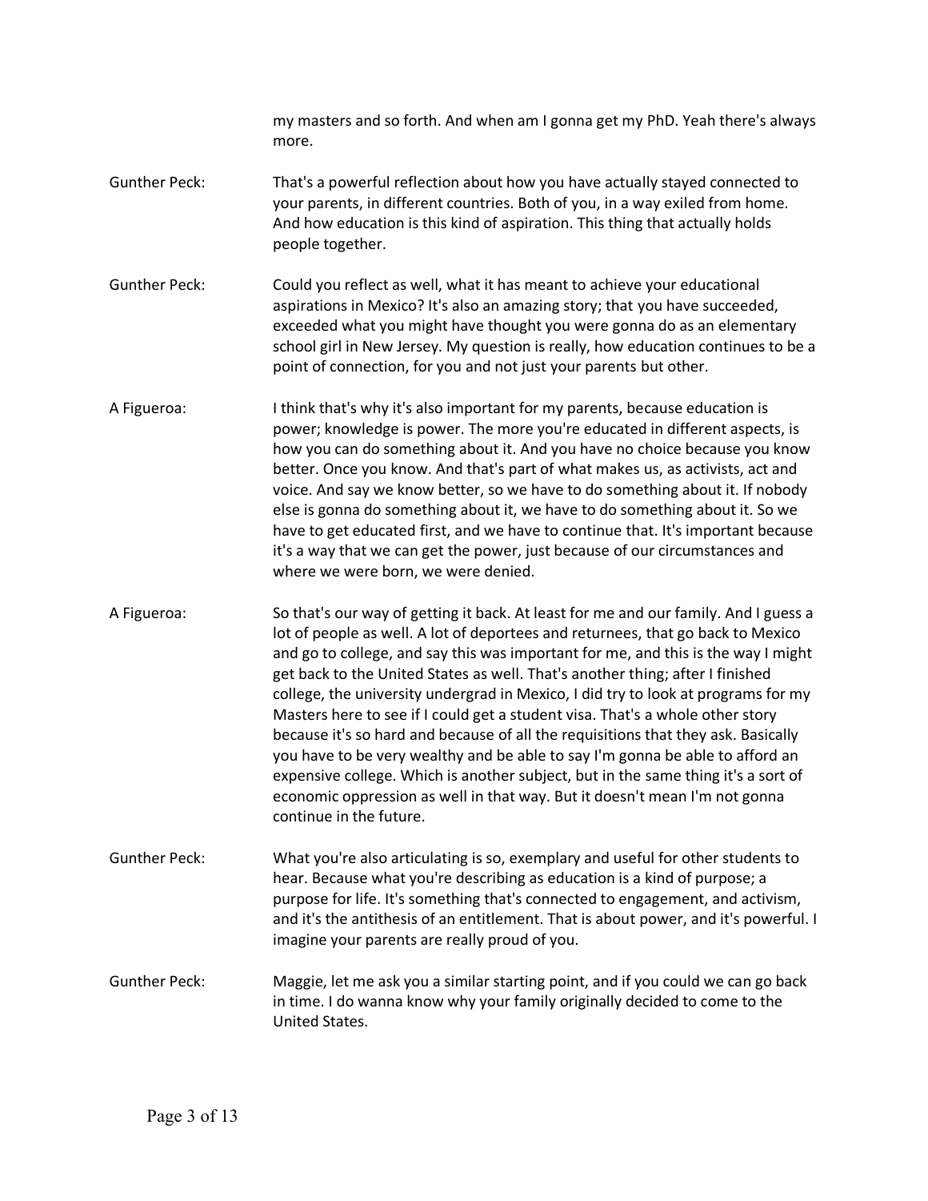my masters and so forth. And when am I gonna get my PhD. Yeah there's always more.

Gunther Peck: That's a powerful reflection about how you have actually stayed connected to your parents, in different countries. Both of you, in a way exiled from home. And how education is this kind of aspiration. This thing that actually holds people together.

Gunther Peck: Could you reflect as well, what it has meant to achieve your educational aspirations in Mexico? It's also an amazing story; that you have succeeded, exceeded what you might have thought you were gonna do as an elementary school girl in New Jersey. My question is really, how education continues to be a point of connection, for you and not just your parents but other.

A Figueroa: I think that's why it's also important for my parents, because education is power; knowledge is power. The more you're educated in different aspects, is how you can do something about it. And you have no choice because you know better. Once you know. And that's part of what makes us, as activists, act and voice. And say we know better, so we have to do something about it. If nobody else is gonna do something about it, we have to do something about it. So we have to get educated first, and we have to continue that. It's important because it's a way that we can get the power, just because of our circumstances and where we were born, we were denied.

A Figueroa: So that's our way of getting it back. At least for me and our family. And I guess a lot of people as well. A lot of deportees and returnees, that go back to Mexico and go to college, and say this was important for me, and this is the way I might get back to the United States as well. That's another thing; after I finished college, the university undergrad in Mexico, I did try to look at programs for my Masters here to see if I could get a student visa. That's a whole other story because it's so hard and because of all the requisitions that they ask. Basically you have to be very wealthy and be able to say I'm gonna be able to afford an expensive college. Which is another subject, but in the same thing it's a sort of economic oppression as well in that way. But it doesn't mean I'm not gonna continue in the future.

Gunther Peck: What you're also articulating is so, exemplary and useful for other students to hear. Because what you're describing as education is a kind of purpose; a purpose for life. It's something that's connected to engagement, and activism, and it's the antithesis of an entitlement. That is about power, and it's powerful. I imagine your parents are really proud of you.

Gunther Peck: Maggie, let me ask you a similar starting point, and if you could we can go back in time. I do wanna know why your family originally decided to come to the United States.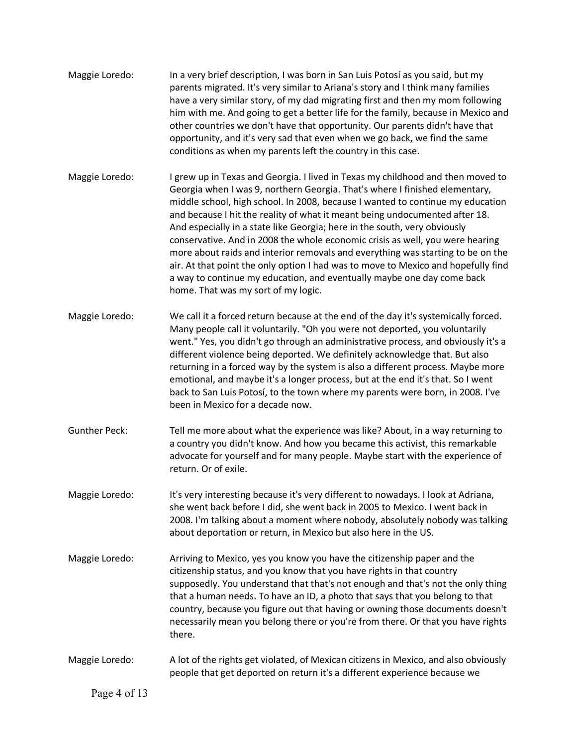Maggie Loredo: In a very brief description, I was born in San Luis Potosí as you said, but my parents migrated. It's very similar to Ariana's story and I think many families have a very similar story, of my dad migrating first and then my mom following him with me. And going to get a better life for the family, because in Mexico and other countries we don't have that opportunity. Our parents didn't have that opportunity, and it's very sad that even when we go back, we find the same conditions as when my parents left the country in this case.

Maggie Loredo: I grew up in Texas and Georgia. I lived in Texas my childhood and then moved to Georgia when I was 9, northern Georgia. That's where I finished elementary, middle school, high school. In 2008, because I wanted to continue my education and because I hit the reality of what it meant being undocumented after 18. And especially in a state like Georgia; here in the south, very obviously conservative. And in 2008 the whole economic crisis as well, you were hearing more about raids and interior removals and everything was starting to be on the air. At that point the only option I had was to move to Mexico and hopefully find a way to continue my education, and eventually maybe one day come back home. That was my sort of my logic.

Maggie Loredo: We call it a forced return because at the end of the day it's systemically forced. Many people call it voluntarily. "Oh you were not deported, you voluntarily went." Yes, you didn't go through an administrative process, and obviously it's a different violence being deported. We definitely acknowledge that. But also returning in a forced way by the system is also a different process. Maybe more emotional, and maybe it's a longer process, but at the end it's that. So I went back to San Luis Potosí, to the town where my parents were born, in 2008. I've been in Mexico for a decade now.

Gunther Peck: Tell me more about what the experience was like? About, in a way returning to a country you didn't know. And how you became this activist, this remarkable advocate for yourself and for many people. Maybe start with the experience of return. Or of exile.

Maggie Loredo: It's very interesting because it's very different to nowadays. I look at Adriana, she went back before I did, she went back in 2005 to Mexico. I went back in 2008. I'm talking about a moment where nobody, absolutely nobody was talking about deportation or return, in Mexico but also here in the US.

Maggie Loredo: Arriving to Mexico, yes you know you have the citizenship paper and the citizenship status, and you know that you have rights in that country supposedly. You understand that that's not enough and that's not the only thing that a human needs. To have an ID, a photo that says that you belong to that country, because you figure out that having or owning those documents doesn't necessarily mean you belong there or you're from there. Or that you have rights there.

Maggie Loredo: A lot of the rights get violated, of Mexican citizens in Mexico, and also obviously people that get deported on return it's a different experience because we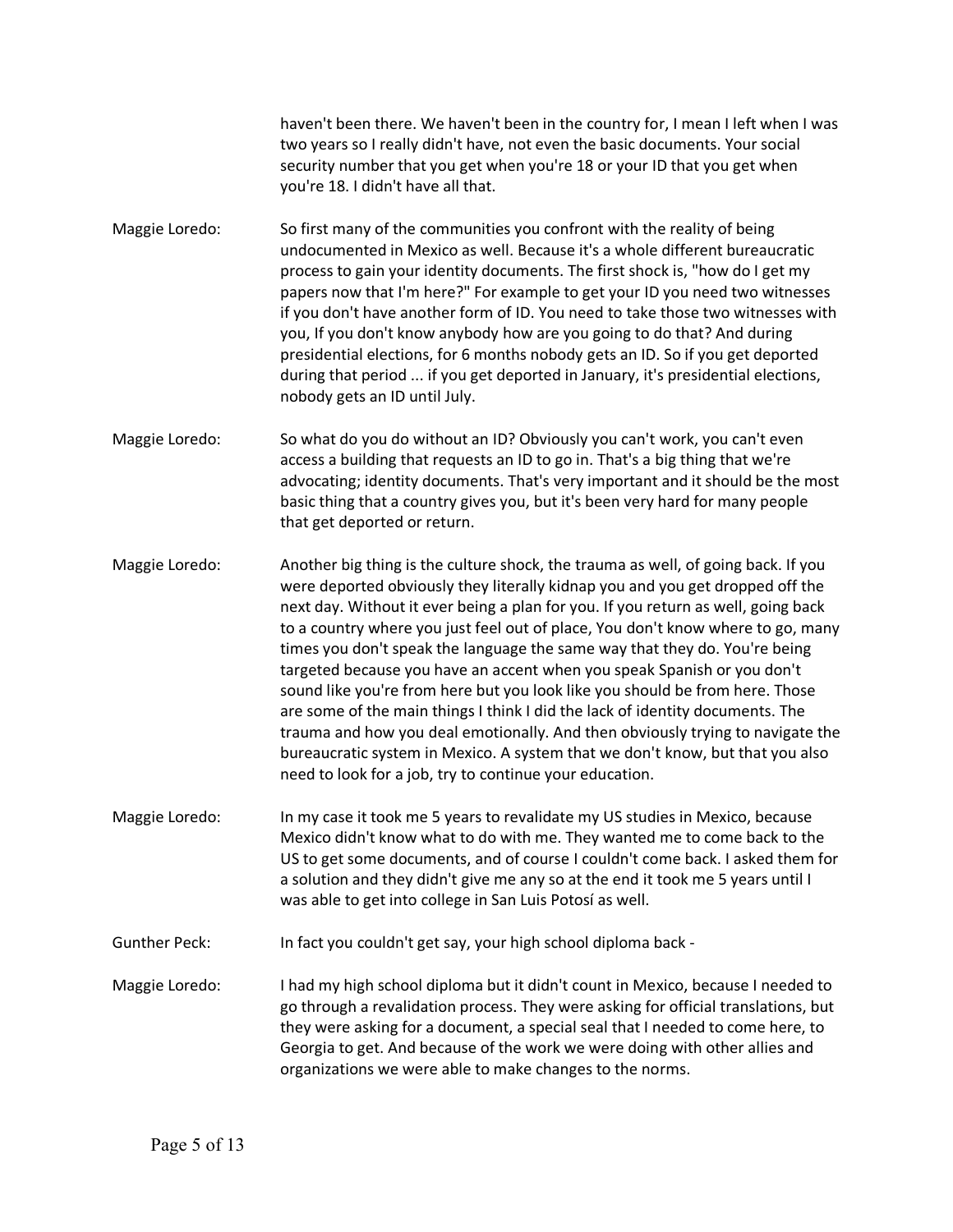haven't been there. We haven't been in the country for, I mean I left when I was two years so I really didn't have, not even the basic documents. Your social security number that you get when you're 18 or your ID that you get when you're 18. I didn't have all that.

Maggie Loredo: So first many of the communities you confront with the reality of being undocumented in Mexico as well. Because it's a whole different bureaucratic process to gain your identity documents. The first shock is, "how do I get my papers now that I'm here?" For example to get your ID you need two witnesses if you don't have another form of ID. You need to take those two witnesses with you, If you don't know anybody how are you going to do that? And during presidential elections, for 6 months nobody gets an ID. So if you get deported during that period ... if you get deported in January, it's presidential elections, nobody gets an ID until July.

Maggie Loredo: So what do you do without an ID? Obviously you can't work, you can't even access a building that requests an ID to go in. That's a big thing that we're advocating; identity documents. That's very important and it should be the most basic thing that a country gives you, but it's been very hard for many people that get deported or return.

Maggie Loredo: Another big thing is the culture shock, the trauma as well, of going back. If you were deported obviously they literally kidnap you and you get dropped off the next day. Without it ever being a plan for you. If you return as well, going back to a country where you just feel out of place, You don't know where to go, many times you don't speak the language the same way that they do. You're being targeted because you have an accent when you speak Spanish or you don't sound like you're from here but you look like you should be from here. Those are some of the main things I think I did the lack of identity documents. The trauma and how you deal emotionally. And then obviously trying to navigate the bureaucratic system in Mexico. A system that we don't know, but that you also need to look for a job, try to continue your education.

Maggie Loredo: In my case it took me 5 years to revalidate my US studies in Mexico, because Mexico didn't know what to do with me. They wanted me to come back to the US to get some documents, and of course I couldn't come back. I asked them for a solution and they didn't give me any so at the end it took me 5 years until I was able to get into college in San Luis Potosí as well.

Gunther Peck: In fact you couldn't get say, your high school diploma back -

Maggie Loredo: I had my high school diploma but it didn't count in Mexico, because I needed to go through a revalidation process. They were asking for official translations, but they were asking for a document, a special seal that I needed to come here, to Georgia to get. And because of the work we were doing with other allies and organizations we were able to make changes to the norms.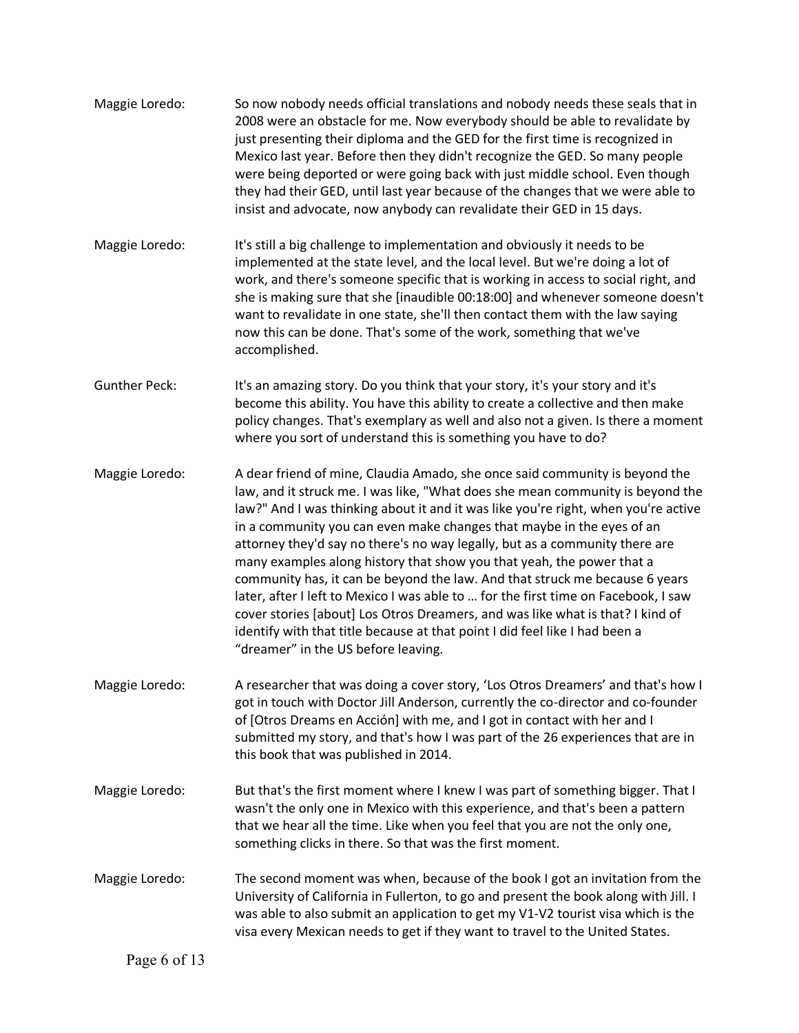Maggie Loredo: So now nobody needs official translations and nobody needs these seals that in 2008 were an obstacle for me. Now everybody should be able to revalidate by just presenting their diploma and the GED for the first time is recognized in Mexico last year. Before then they didn't recognize the GED. So many people were being deported or were going back with just middle school. Even though they had their GED, until last year because of the changes that we were able to insist and advocate, now anybody can revalidate their GED in 15 days.

Maggie Loredo: It's still a big challenge to implementation and obviously it needs to be implemented at the state level, and the local level. But we're doing a lot of work, and there's someone specific that is working in access to social right, and she is making sure that she [inaudible 00:18:00] and whenever someone doesn't want to revalidate in one state, she'll then contact them with the law saying now this can be done. That's some of the work, something that we've accomplished.

Gunther Peck: It's an amazing story. Do you think that your story, it's your story and it's become this ability. You have this ability to create a collective and then make policy changes. That's exemplary as well and also not a given. Is there a moment where you sort of understand this is something you have to do?

Maggie Loredo: A dear friend of mine, Claudia Amado, she once said community is beyond the law, and it struck me. I was like, "What does she mean community is beyond the law?" And I was thinking about it and it was like you're right, when you're active in a community you can even make changes that maybe in the eyes of an attorney they'd say no there's no way legally, but as a community there are many examples along history that show you that yeah, the power that a community has, it can be beyond the law. And that struck me because 6 years later, after I left to Mexico I was able to … for the first time on Facebook, I saw cover stories [about] Los Otros Dreamers, and was like what is that? I kind of identify with that title because at that point I did feel like I had been a "dreamer" in the US before leaving.

Maggie Loredo: A researcher that was doing a cover story, 'Los Otros Dreamers' and that's how I got in touch with Doctor Jill Anderson, currently the co-director and co-founder of [Otros Dreams en Acción] with me, and I got in contact with her and I submitted my story, and that's how I was part of the 26 experiences that are in this book that was published in 2014.

Maggie Loredo: But that's the first moment where I knew I was part of something bigger. That I wasn't the only one in Mexico with this experience, and that's been a pattern that we hear all the time. Like when you feel that you are not the only one, something clicks in there. So that was the first moment.

Maggie Loredo: The second moment was when, because of the book I got an invitation from the University of California in Fullerton, to go and present the book along with Jill. I was able to also submit an application to get my V1-V2 tourist visa which is the visa every Mexican needs to get if they want to travel to the United States.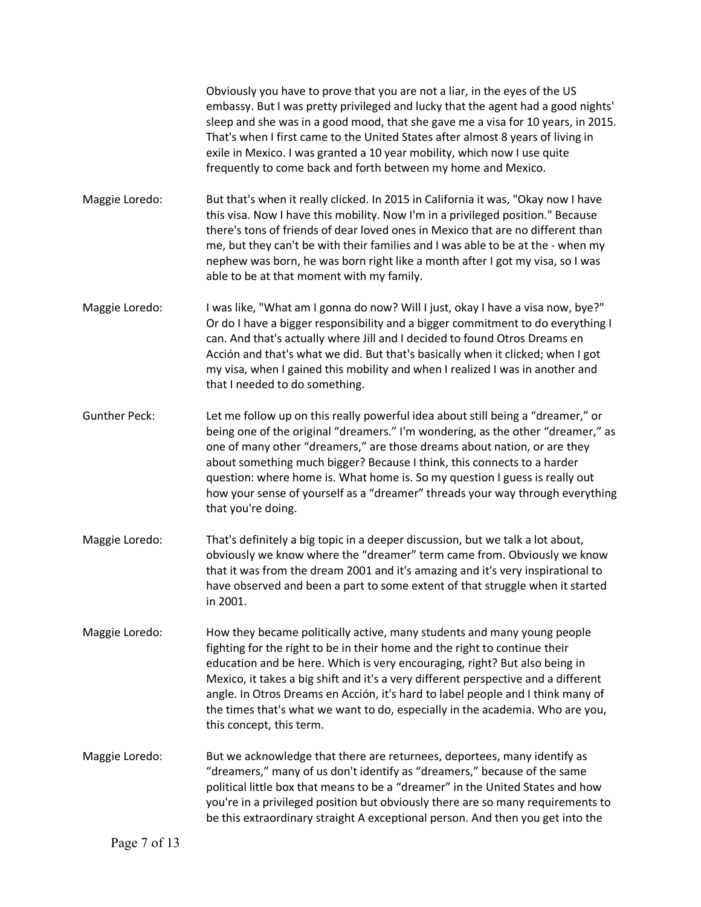Obviously you have to prove that you are not a liar, in the eyes of the US embassy. But I was pretty privileged and lucky that the agent had a good nights' sleep and she was in a good mood, that she gave me a visa for 10 years, in 2015. That's when I first came to the United States after almost 8 years of living in exile in Mexico. I was granted a 10 year mobility, which now I use quite frequently to come back and forth between my home and Mexico.

Maggie Loredo: But that's when it really clicked. In 2015 in California it was, "Okay now I have this visa. Now I have this mobility. Now I'm in a privileged position." Because there's tons of friends of dear loved ones in Mexico that are no different than me, but they can't be with their families and I was able to be at the - when my nephew was born, he was born right like a month after I got my visa, so I was able to be at that moment with my family.

Maggie Loredo: I was like, "What am I gonna do now? Will I just, okay I have a visa now, bye?" Or do I have a bigger responsibility and a bigger commitment to do everything I can. And that's actually where Jill and I decided to found Otros Dreams en Acción and that's what we did. But that's basically when it clicked; when I got my visa, when I gained this mobility and when I realized I was in another and that I needed to do something.

Gunther Peck: Let me follow up on this really powerful idea about still being a "dreamer," or being one of the original "dreamers." I'm wondering, as the other "dreamer," as one of many other "dreamers," are those dreams about nation, or are they about something much bigger? Because I think, this connects to a harder question: where home is. What home is. So my question I guess is really out how your sense of yourself as a "dreamer" threads your way through everything that you're doing.

Maggie Loredo: That's definitely a big topic in a deeper discussion, but we talk a lot about, obviously we know where the "dreamer" term came from. Obviously we know that it was from the dream 2001 and it's amazing and it's very inspirational to have observed and been a part to some extent of that struggle when it started in 2001.

Maggie Loredo: How they became politically active, many students and many young people fighting for the right to be in their home and the right to continue their education and be here. Which is very encouraging, right? But also being in Mexico, it takes a big shift and it's a very different perspective and a different angle. In Otros Dreams en Acción, it's hard to label people and I think many of the times that's what we want to do, especially in the academia. Who are you, this concept, this term.

Maggie Loredo: But we acknowledge that there are returnees, deportees, many identify as "dreamers," many of us don't identify as "dreamers," because of the same political little box that means to be a "dreamer" in the United States and how you're in a privileged position but obviously there are so many requirements to be this extraordinary straight A exceptional person. And then you get into the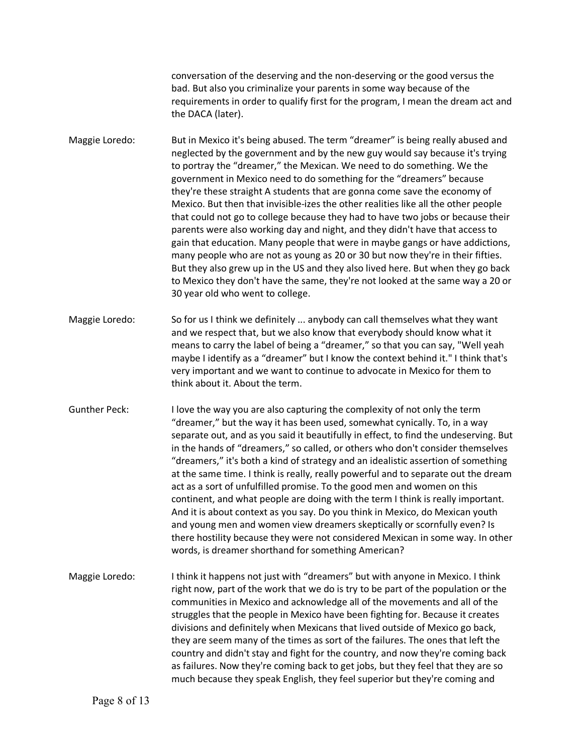conversation of the deserving and the non-deserving or the good versus the bad. But also you criminalize your parents in some way because of the requirements in order to qualify first for the program, I mean the dream act and the DACA (later).

Maggie Loredo: But in Mexico it's being abused. The term "dreamer" is being really abused and neglected by the government and by the new guy would say because it's trying to portray the "dreamer," the Mexican. We need to do something. We the government in Mexico need to do something for the "dreamers" because they're these straight A students that are gonna come save the economy of Mexico. But then that invisible-izes the other realities like all the other people that could not go to college because they had to have two jobs or because their parents were also working day and night, and they didn't have that access to gain that education. Many people that were in maybe gangs or have addictions, many people who are not as young as 20 or 30 but now they're in their fifties. But they also grew up in the US and they also lived here. But when they go back to Mexico they don't have the same, they're not looked at the same way a 20 or 30 year old who went to college.

Maggie Loredo: So for us I think we definitely ... anybody can call themselves what they want and we respect that, but we also know that everybody should know what it means to carry the label of being a "dreamer," so that you can say, "Well yeah maybe I identify as a "dreamer" but I know the context behind it." I think that's very important and we want to continue to advocate in Mexico for them to think about it. About the term.

Gunther Peck: I love the way you are also capturing the complexity of not only the term "dreamer," but the way it has been used, somewhat cynically. To, in a way separate out, and as you said it beautifully in effect, to find the undeserving. But in the hands of "dreamers," so called, or others who don't consider themselves "dreamers," it's both a kind of strategy and an idealistic assertion of something at the same time. I think is really, really powerful and to separate out the dream act as a sort of unfulfilled promise. To the good men and women on this continent, and what people are doing with the term I think is really important. And it is about context as you say. Do you think in Mexico, do Mexican youth and young men and women view dreamers skeptically or scornfully even? Is there hostility because they were not considered Mexican in some way. In other words, is dreamer shorthand for something American?

Maggie Loredo: I think it happens not just with "dreamers" but with anyone in Mexico. I think right now, part of the work that we do is try to be part of the population or the communities in Mexico and acknowledge all of the movements and all of the struggles that the people in Mexico have been fighting for. Because it creates divisions and definitely when Mexicans that lived outside of Mexico go back, they are seem many of the times as sort of the failures. The ones that left the country and didn't stay and fight for the country, and now they're coming back as failures. Now they're coming back to get jobs, but they feel that they are so much because they speak English, they feel superior but they're coming and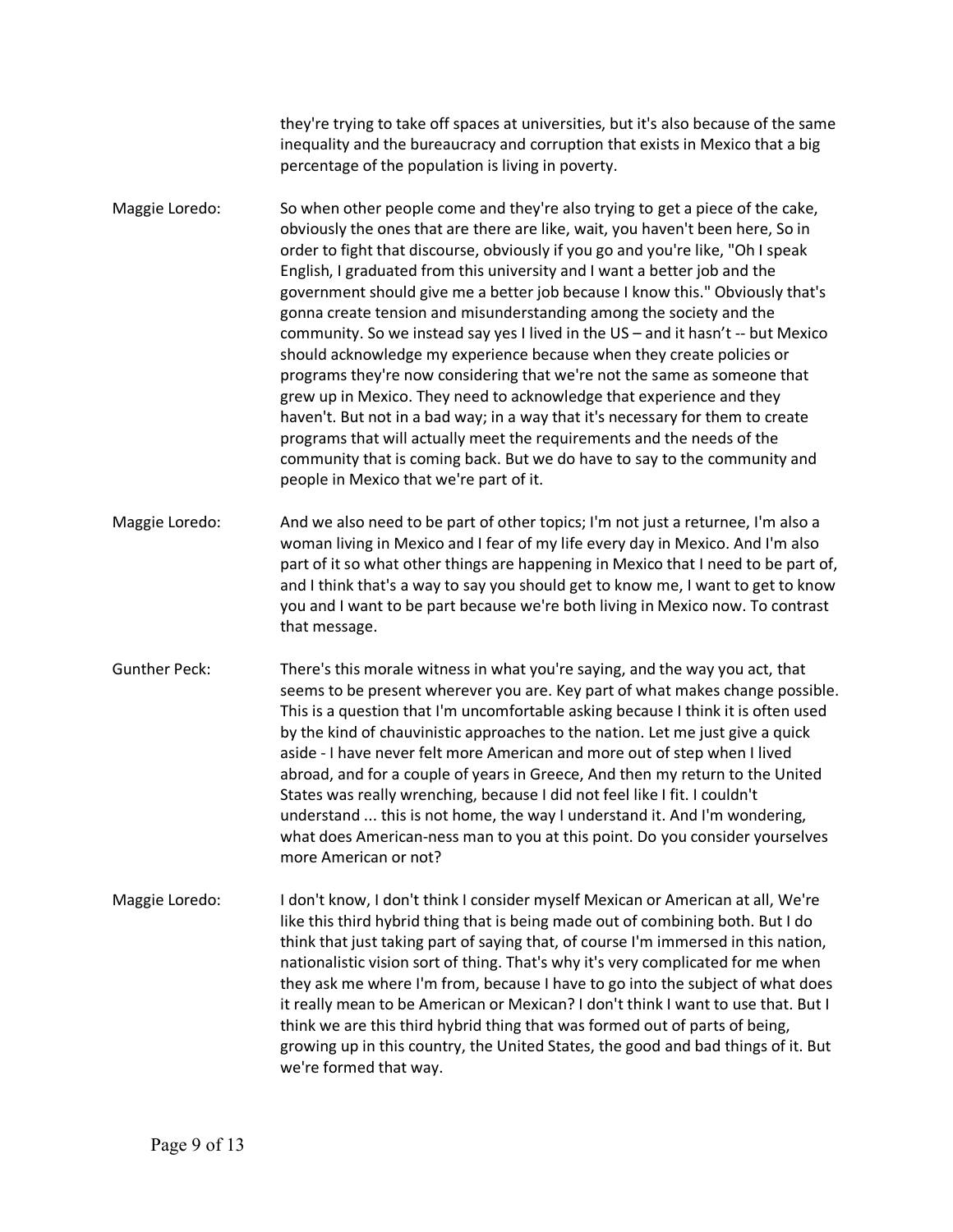they're trying to take off spaces at universities, but it's also because of the same inequality and the bureaucracy and corruption that exists in Mexico that a big percentage of the population is living in poverty.

Maggie Loredo: So when other people come and they're also trying to get a piece of the cake, obviously the ones that are there are like, wait, you haven't been here, So in order to fight that discourse, obviously if you go and you're like, "Oh I speak English, I graduated from this university and I want a better job and the government should give me a better job because I know this." Obviously that's gonna create tension and misunderstanding among the society and the community. So we instead say yes I lived in the US – and it hasn't -- but Mexico should acknowledge my experience because when they create policies or programs they're now considering that we're not the same as someone that grew up in Mexico. They need to acknowledge that experience and they haven't. But not in a bad way; in a way that it's necessary for them to create programs that will actually meet the requirements and the needs of the community that is coming back. But we do have to say to the community and people in Mexico that we're part of it.

Maggie Loredo: And we also need to be part of other topics; I'm not just a returnee, I'm also a woman living in Mexico and I fear of my life every day in Mexico. And I'm also part of it so what other things are happening in Mexico that I need to be part of, and I think that's a way to say you should get to know me, I want to get to know you and I want to be part because we're both living in Mexico now. To contrast that message.

Gunther Peck: There's this morale witness in what you're saying, and the way you act, that seems to be present wherever you are. Key part of what makes change possible. This is a question that I'm uncomfortable asking because I think it is often used by the kind of chauvinistic approaches to the nation. Let me just give a quick aside - I have never felt more American and more out of step when I lived abroad, and for a couple of years in Greece, And then my return to the United States was really wrenching, because I did not feel like I fit. I couldn't understand ... this is not home, the way I understand it. And I'm wondering, what does American-ness man to you at this point. Do you consider yourselves more American or not?

Maggie Loredo: I don't know, I don't think I consider myself Mexican or American at all, We're like this third hybrid thing that is being made out of combining both. But I do think that just taking part of saying that, of course I'm immersed in this nation, nationalistic vision sort of thing. That's why it's very complicated for me when they ask me where I'm from, because I have to go into the subject of what does it really mean to be American or Mexican? I don't think I want to use that. But I think we are this third hybrid thing that was formed out of parts of being, growing up in this country, the United States, the good and bad things of it. But we're formed that way.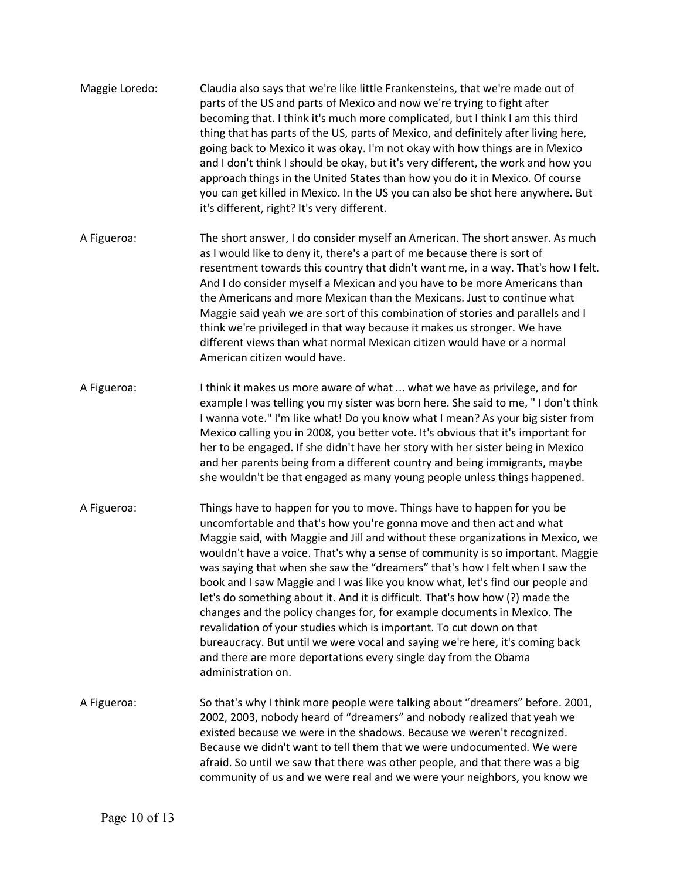Maggie Loredo: Claudia also says that we're like little Frankensteins, that we're made out of parts of the US and parts of Mexico and now we're trying to fight after becoming that. I think it's much more complicated, but I think I am this third thing that has parts of the US, parts of Mexico, and definitely after living here, going back to Mexico it was okay. I'm not okay with how things are in Mexico and I don't think I should be okay, but it's very different, the work and how you approach things in the United States than how you do it in Mexico. Of course you can get killed in Mexico. In the US you can also be shot here anywhere. But it's different, right? It's very different.

A Figueroa: The short answer, I do consider myself an American. The short answer. As much as I would like to deny it, there's a part of me because there is sort of resentment towards this country that didn't want me, in a way. That's how I felt. And I do consider myself a Mexican and you have to be more Americans than the Americans and more Mexican than the Mexicans. Just to continue what Maggie said yeah we are sort of this combination of stories and parallels and I think we're privileged in that way because it makes us stronger. We have different views than what normal Mexican citizen would have or a normal American citizen would have.

A Figueroa: I think it makes us more aware of what ... what we have as privilege, and for example I was telling you my sister was born here. She said to me, " I don't think I wanna vote." I'm like what! Do you know what I mean? As your big sister from Mexico calling you in 2008, you better vote. It's obvious that it's important for her to be engaged. If she didn't have her story with her sister being in Mexico and her parents being from a different country and being immigrants, maybe she wouldn't be that engaged as many young people unless things happened.

A Figueroa: Things have to happen for you to move. Things have to happen for you be uncomfortable and that's how you're gonna move and then act and what Maggie said, with Maggie and Jill and without these organizations in Mexico, we wouldn't have a voice. That's why a sense of community is so important. Maggie was saying that when she saw the "dreamers" that's how I felt when I saw the book and I saw Maggie and I was like you know what, let's find our people and let's do something about it. And it is difficult. That's how how (?) made the changes and the policy changes for, for example documents in Mexico. The revalidation of your studies which is important. To cut down on that bureaucracy. But until we were vocal and saying we're here, it's coming back and there are more deportations every single day from the Obama administration on.

A Figueroa: So that's why I think more people were talking about "dreamers" before. 2001, 2002, 2003, nobody heard of "dreamers" and nobody realized that yeah we existed because we were in the shadows. Because we weren't recognized. Because we didn't want to tell them that we were undocumented. We were afraid. So until we saw that there was other people, and that there was a big community of us and we were real and we were your neighbors, you know we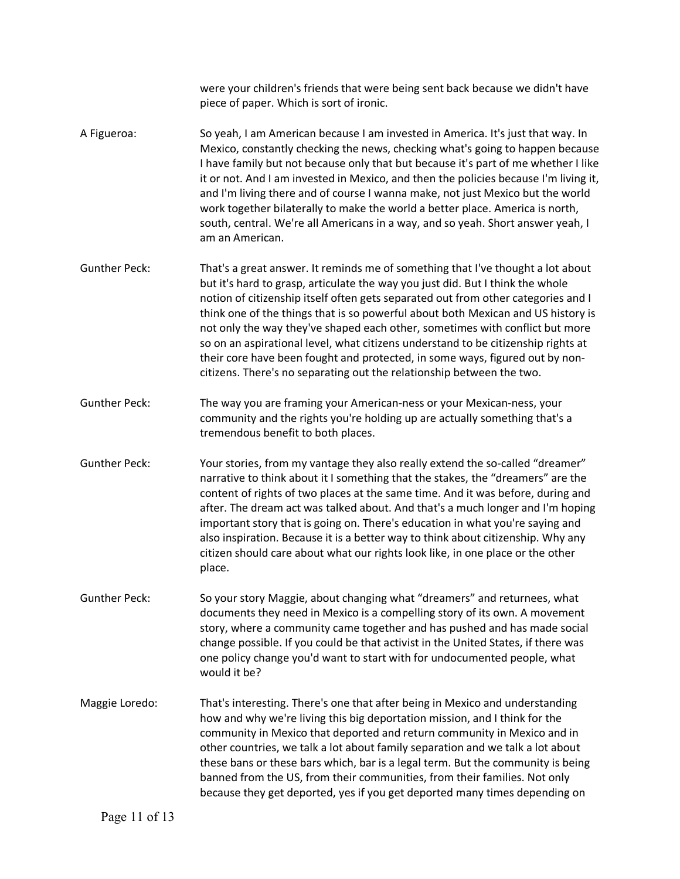were your children's friends that were being sent back because we didn't have piece of paper. Which is sort of ironic.

A Figueroa: So yeah, I am American because I am invested in America. It's just that way. In Mexico, constantly checking the news, checking what's going to happen because I have family but not because only that but because it's part of me whether I like it or not. And I am invested in Mexico, and then the policies because I'm living it, and I'm living there and of course I wanna make, not just Mexico but the world work together bilaterally to make the world a better place. America is north, south, central. We're all Americans in a way, and so yeah. Short answer yeah, I am an American.

Gunther Peck: That's a great answer. It reminds me of something that I've thought a lot about but it's hard to grasp, articulate the way you just did. But I think the whole notion of citizenship itself often gets separated out from other categories and I think one of the things that is so powerful about both Mexican and US history is not only the way they've shaped each other, sometimes with conflict but more so on an aspirational level, what citizens understand to be citizenship rights at their core have been fought and protected, in some ways, figured out by non-citizens. There's no separating out the relationship between the two.

Gunther Peck: The way you are framing your American-ness or your Mexican-ness, your community and the rights you're holding up are actually something that's a tremendous benefit to both places.

Gunther Peck: Your stories, from my vantage they also really extend the so-called "dreamer" narrative to think about it I something that the stakes, the "dreamers" are the content of rights of two places at the same time. And it was before, during and after. The dream act was talked about. And that's a much longer and I'm hoping important story that is going on. There's education in what you're saying and also inspiration. Because it is a better way to think about citizenship. Why any citizen should care about what our rights look like, in one place or the other place.

Gunther Peck: So your story Maggie, about changing what "dreamers" and returnees, what documents they need in Mexico is a compelling story of its own. A movement story, where a community came together and has pushed and has made social change possible. If you could be that activist in the United States, if there was one policy change you'd want to start with for undocumented people, what would it be?

Maggie Loredo: That's interesting. There's one that after being in Mexico and understanding how and why we're living this big deportation mission, and I think for the community in Mexico that deported and return community in Mexico and in other countries, we talk a lot about family separation and we talk a lot about these bans or these bars which, bar is a legal term. But the community is being banned from the US, from their communities, from their families. Not only because they get deported, yes if you get deported many times depending on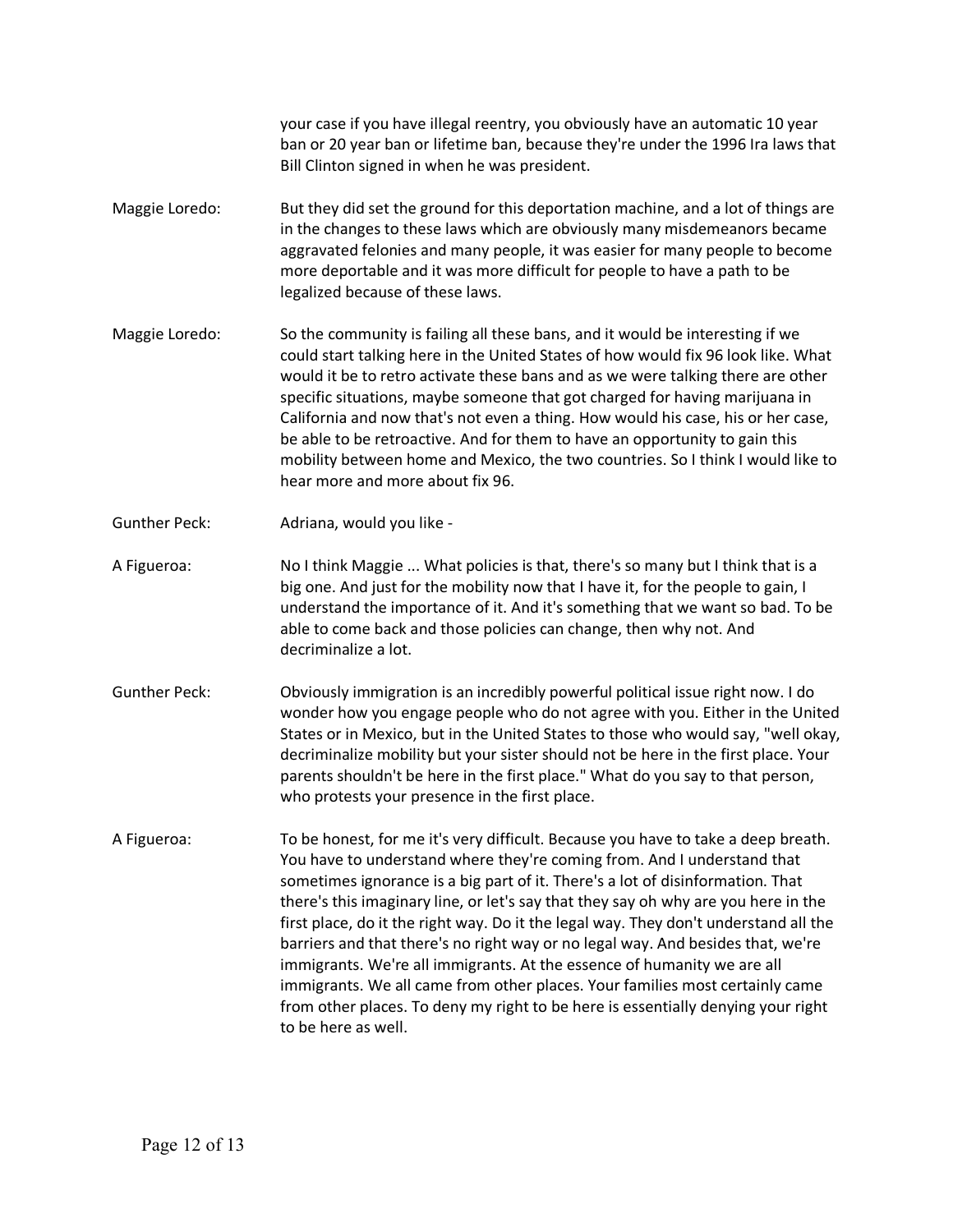your case if you have illegal reentry, you obviously have an automatic 10 year ban or 20 year ban or lifetime ban, because they're under the 1996 Ira laws that Bill Clinton signed in when he was president.

Maggie Loredo: But they did set the ground for this deportation machine, and a lot of things are in the changes to these laws which are obviously many misdemeanors became aggravated felonies and many people, it was easier for many people to become more deportable and it was more difficult for people to have a path to be legalized because of these laws.

Maggie Loredo: So the community is failing all these bans, and it would be interesting if we could start talking here in the United States of how would fix 96 look like. What would it be to retro activate these bans and as we were talking there are other specific situations, maybe someone that got charged for having marijuana in California and now that's not even a thing. How would his case, his or her case, be able to be retroactive. And for them to have an opportunity to gain this mobility between home and Mexico, the two countries. So I think I would like to hear more and more about fix 96.

Gunther Peck: Adriana, would you like -

A Figueroa: No I think Maggie ... What policies is that, there's so many but I think that is a big one. And just for the mobility now that I have it, for the people to gain, I understand the importance of it. And it's something that we want so bad. To be able to come back and those policies can change, then why not. And decriminalize a lot.

Gunther Peck: Obviously immigration is an incredibly powerful political issue right now. I do wonder how you engage people who do not agree with you. Either in the United States or in Mexico, but in the United States to those who would say, "well okay, decriminalize mobility but your sister should not be here in the first place. Your parents shouldn't be here in the first place." What do you say to that person, who protests your presence in the first place.

A Figueroa: To be honest, for me it's very difficult. Because you have to take a deep breath. You have to understand where they're coming from. And I understand that sometimes ignorance is a big part of it. There's a lot of disinformation. That there's this imaginary line, or let's say that they say oh why are you here in the first place, do it the right way. Do it the legal way. They don't understand all the barriers and that there's no right way or no legal way. And besides that, we're immigrants. We're all immigrants. At the essence of humanity we are all immigrants. We all came from other places. Your families most certainly came from other places. To deny my right to be here is essentially denying your right to be here as well.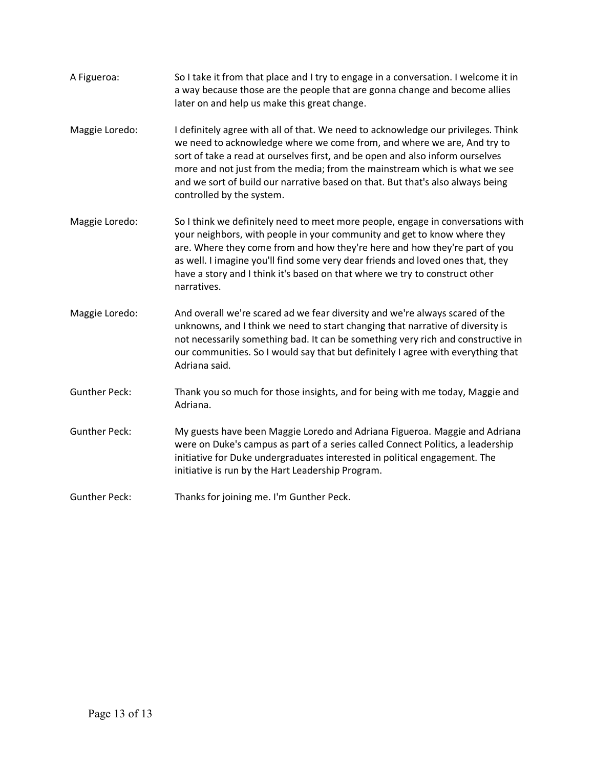A Figueroa: So I take it from that place and I try to engage in a conversation. I welcome it in a way because those are the people that are gonna change and become allies later on and help us make this great change.

Maggie Loredo: I definitely agree with all of that. We need to acknowledge our privileges. Think we need to acknowledge where we come from, and where we are, And try to sort of take a read at ourselves first, and be open and also inform ourselves more and not just from the media; from the mainstream which is what we see and we sort of build our narrative based on that. But that's also always being controlled by the system.

Maggie Loredo: So I think we definitely need to meet more people, engage in conversations with your neighbors, with people in your community and get to know where they are. Where they come from and how they're here and how they're part of you as well. I imagine you'll find some very dear friends and loved ones that, they have a story and I think it's based on that where we try to construct other narratives.

Maggie Loredo: And overall we're scared ad we fear diversity and we're always scared of the unknowns, and I think we need to start changing that narrative of diversity is not necessarily something bad. It can be something very rich and constructive in our communities. So I would say that but definitely I agree with everything that Adriana said.

Gunther Peck: Thank you so much for those insights, and for being with me today, Maggie and Adriana.

Gunther Peck: My guests have been Maggie Loredo and Adriana Figueroa. Maggie and Adriana were on Duke's campus as part of a series called Connect Politics, a leadership initiative for Duke undergraduates interested in political engagement. The initiative is run by the Hart Leadership Program.

Gunther Peck: Thanks for joining me. I'm Gunther Peck.